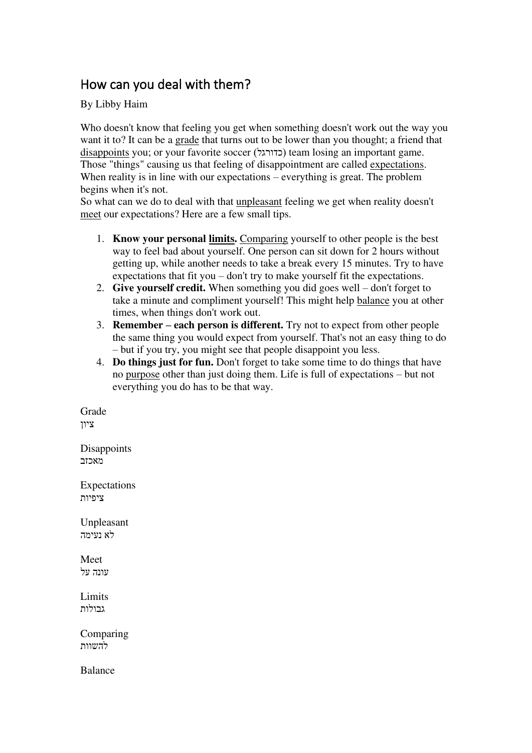## How can you deal with them?

By Libby Haim

Who doesn't know that feeling you get when something doesn't work out the way you want it to? It can be a grade that turns out to be lower than you thought; a friend that disappoints you; or your favorite soccer (כדורגל) team losing an important game. Those "things" causing us that feeling of disappointment are called expectations. When reality is in line with our expectations – everything is great. The problem begins when it's not.
So what can we do to deal with that unpleasant feeling we get when reality doesn't meet our expectations? Here are a few small tips.

1. **Know your personal limits.** Comparing yourself to other people is the best way to feel bad about yourself. One person can sit down for 2 hours without getting up, while another needs to take a break every 15 minutes. Try to have expectations that fit you – don't try to make yourself fit the expectations.
2. **Give yourself credit.** When something you did goes well – don't forget to take a minute and compliment yourself! This might help balance you at other times, when things don't work out.
3. **Remember – each person is different.** Try not to expect from other people the same thing you would expect from yourself. That's not an easy thing to do – but if you try, you might see that people disappoint you less.
4. **Do things just for fun.** Don't forget to take some time to do things that have no purpose other than just doing them. Life is full of expectations – but not everything you do has to be that way.

Grade
ציון

Disappoints
מאכזב

Expectations
ציפיות

Unpleasant
לא נעימה

Meet
עונה על

Limits
גבולות

Comparing
להשוות

Balance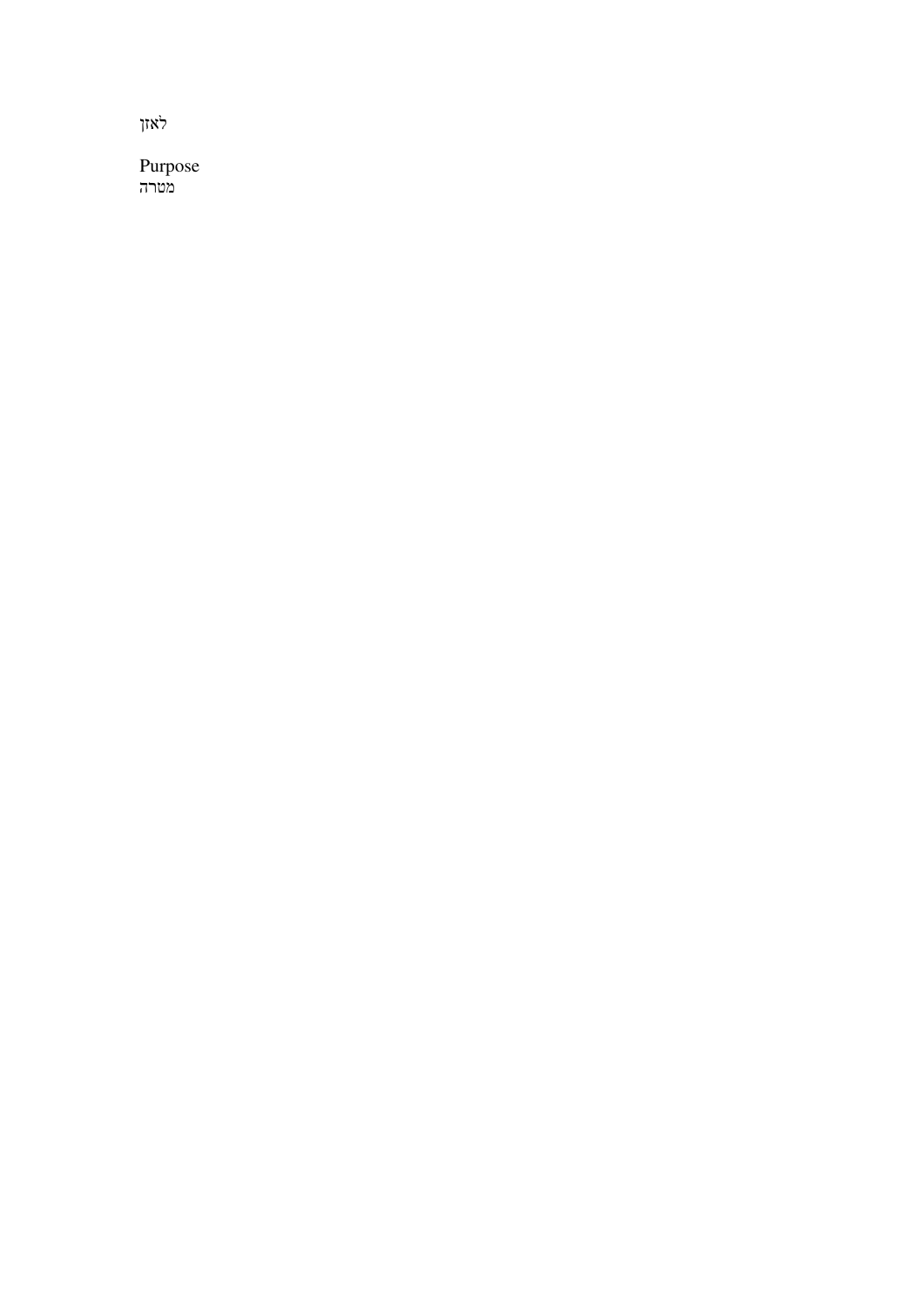לאזן

Purpose
מטרה